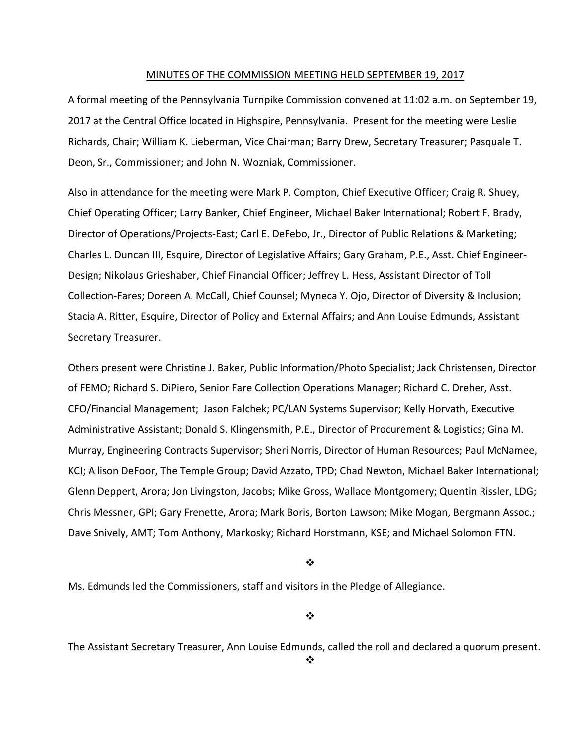MINUTES OF THE COMMISSION MEETING HELD SEPTEMBER 19, 2017

A formal meeting of the Pennsylvania Turnpike Commission convened at 11:02 a.m. on September 19, 2017 at the Central Office located in Highspire, Pennsylvania. Present for the meeting were Leslie Richards, Chair; William K. Lieberman, Vice Chairman; Barry Drew, Secretary Treasurer; Pasquale T. Deon, Sr., Commissioner; and John N. Wozniak, Commissioner.

Also in attendance for the meeting were Mark P. Compton, Chief Executive Officer; Craig R. Shuey, Chief Operating Officer; Larry Banker, Chief Engineer, Michael Baker International; Robert F. Brady, Director of Operations/Projects-East; Carl E. DeFebo, Jr., Director of Public Relations & Marketing; Charles L. Duncan III, Esquire, Director of Legislative Affairs; Gary Graham, P.E., Asst. Chief Engineer-Design; Nikolaus Grieshaber, Chief Financial Officer; Jeffrey L. Hess, Assistant Director of Toll Collection-Fares; Doreen A. McCall, Chief Counsel; Myneca Y. Ojo, Director of Diversity & Inclusion; Stacia A. Ritter, Esquire, Director of Policy and External Affairs; and Ann Louise Edmunds, Assistant Secretary Treasurer.

Others present were Christine J. Baker, Public Information/Photo Specialist; Jack Christensen, Director of FEMO; Richard S. DiPiero, Senior Fare Collection Operations Manager; Richard C. Dreher, Asst. CFO/Financial Management; Jason Falchek; PC/LAN Systems Supervisor; Kelly Horvath, Executive Administrative Assistant; Donald S. Klingensmith, P.E., Director of Procurement & Logistics; Gina M. Murray, Engineering Contracts Supervisor; Sheri Norris, Director of Human Resources; Paul McNamee, KCI; Allison DeFoor, The Temple Group; David Azzato, TPD; Chad Newton, Michael Baker International; Glenn Deppert, Arora; Jon Livingston, Jacobs; Mike Gross, Wallace Montgomery; Quentin Rissler, LDG; Chris Messner, GPI; Gary Frenette, Arora; Mark Boris, Borton Lawson; Mike Mogan, Bergmann Assoc.; Dave Snively, AMT; Tom Anthony, Markosky; Richard Horstmann, KSE; and Michael Solomon FTN.

❖

Ms. Edmunds led the Commissioners, staff and visitors in the Pledge of Allegiance.

❖

The Assistant Secretary Treasurer, Ann Louise Edmunds, called the roll and declared a quorum present.

❖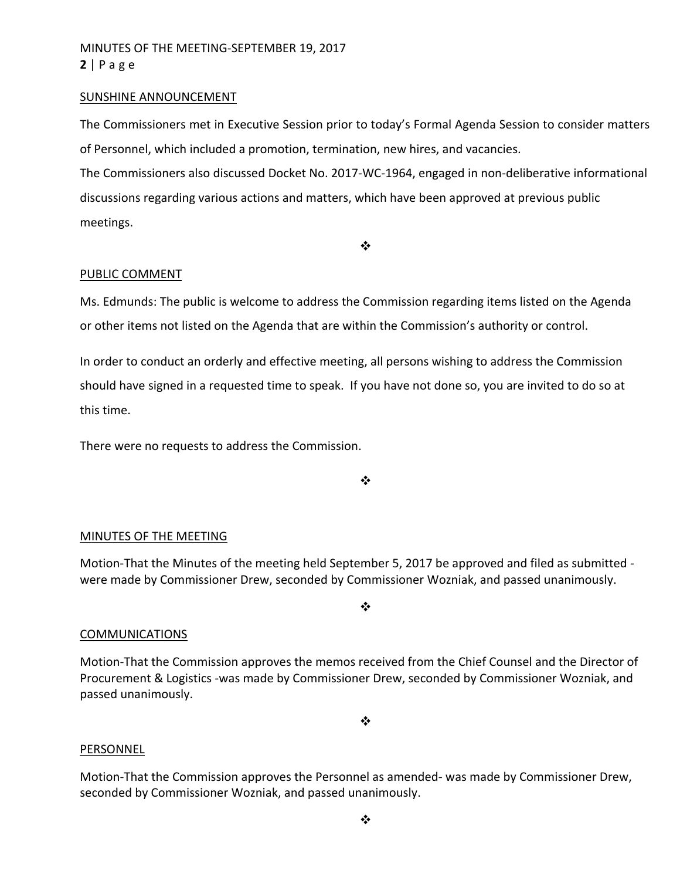## SUNSHINE ANNOUNCEMENT

The Commissioners met in Executive Session prior to today's Formal Agenda Session to consider matters of Personnel, which included a promotion, termination, new hires, and vacancies.

The Commissioners also discussed Docket No. 2017-WC-1964, engaged in non-deliberative informational discussions regarding various actions and matters, which have been approved at previous public meetings.

❖

## PUBLIC COMMENT

Ms. Edmunds: The public is welcome to address the Commission regarding items listed on the Agenda or other items not listed on the Agenda that are within the Commission's authority or control.

In order to conduct an orderly and effective meeting, all persons wishing to address the Commission should have signed in a requested time to speak. If you have not done so, you are invited to do so at this time.

There were no requests to address the Commission.

❖

## MINUTES OF THE MEETING

Motion-That the Minutes of the meeting held September 5, 2017 be approved and filed as submitted - were made by Commissioner Drew, seconded by Commissioner Wozniak, and passed unanimously.

❖

## COMMUNICATIONS

Motion-That the Commission approves the memos received from the Chief Counsel and the Director of Procurement & Logistics -was made by Commissioner Drew, seconded by Commissioner Wozniak, and passed unanimously.

❖

## PERSONNEL

Motion-That the Commission approves the Personnel as amended- was made by Commissioner Drew, seconded by Commissioner Wozniak, and passed unanimously.

❖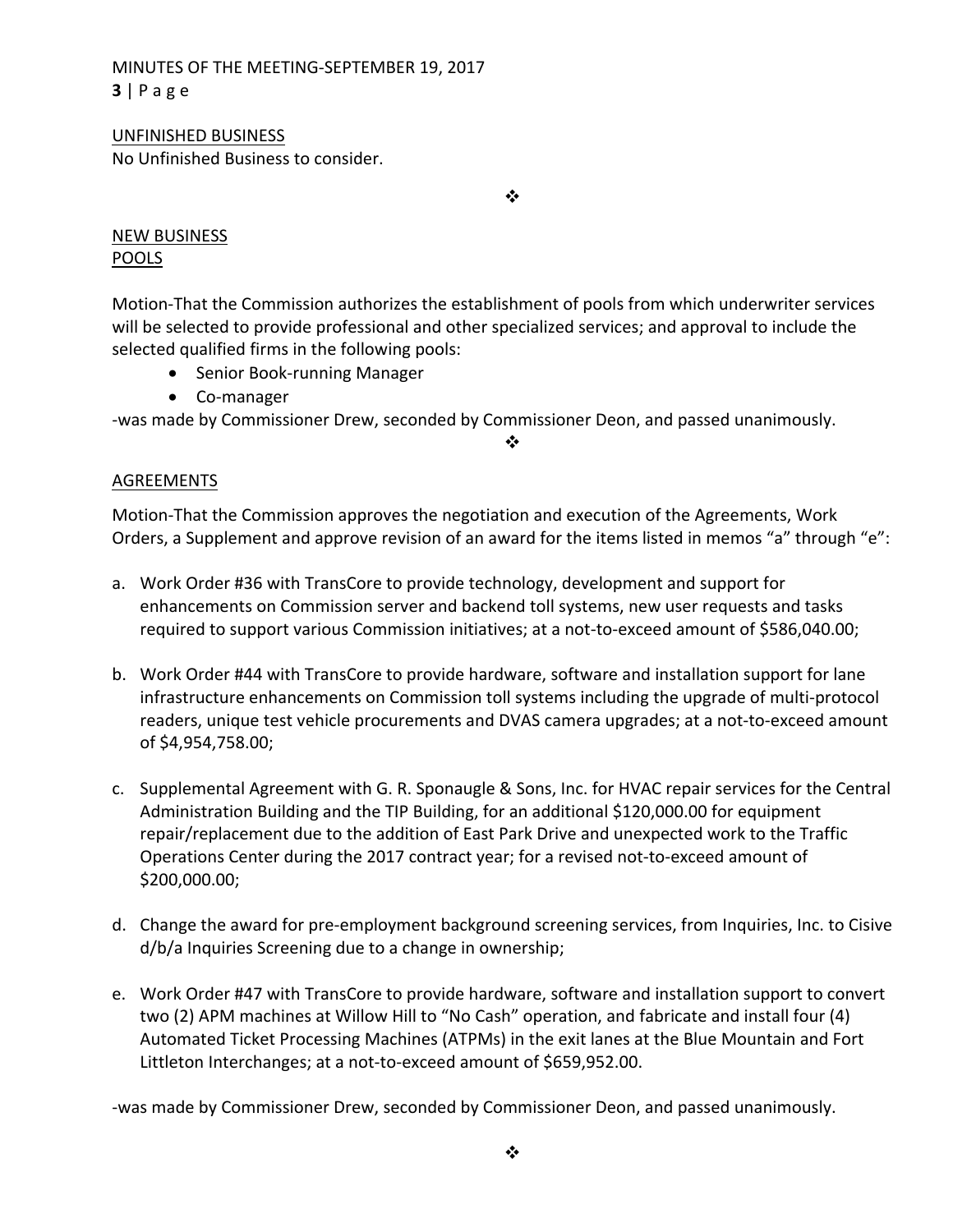UNFINISHED BUSINESS

No Unfinished Business to consider.

❖

NEW BUSINESS

POOLS

Motion-That the Commission authorizes the establishment of pools from which underwriter services will be selected to provide professional and other specialized services; and approval to include the selected qualified firms in the following pools:

- Senior Book-running Manager
- Co-manager

-was made by Commissioner Drew, seconded by Commissioner Deon, and passed unanimously.

❖

AGREEMENTS

Motion-That the Commission approves the negotiation and execution of the Agreements, Work Orders, a Supplement and approve revision of an award for the items listed in memos "a" through "e":

a. Work Order #36 with TransCore to provide technology, development and support for enhancements on Commission server and backend toll systems, new user requests and tasks required to support various Commission initiatives; at a not-to-exceed amount of $586,040.00;

b. Work Order #44 with TransCore to provide hardware, software and installation support for lane infrastructure enhancements on Commission toll systems including the upgrade of multi-protocol readers, unique test vehicle procurements and DVAS camera upgrades; at a not-to-exceed amount of $4,954,758.00;

c. Supplemental Agreement with G. R. Sponaugle & Sons, Inc. for HVAC repair services for the Central Administration Building and the TIP Building, for an additional $120,000.00 for equipment repair/replacement due to the addition of East Park Drive and unexpected work to the Traffic Operations Center during the 2017 contract year; for a revised not-to-exceed amount of $200,000.00;

d. Change the award for pre-employment background screening services, from Inquiries, Inc. to Cisive d/b/a Inquiries Screening due to a change in ownership;

e. Work Order #47 with TransCore to provide hardware, software and installation support to convert two (2) APM machines at Willow Hill to "No Cash" operation, and fabricate and install four (4) Automated Ticket Processing Machines (ATPMs) in the exit lanes at the Blue Mountain and Fort Littleton Interchanges; at a not-to-exceed amount of $659,952.00.

-was made by Commissioner Drew, seconded by Commissioner Deon, and passed unanimously.

❖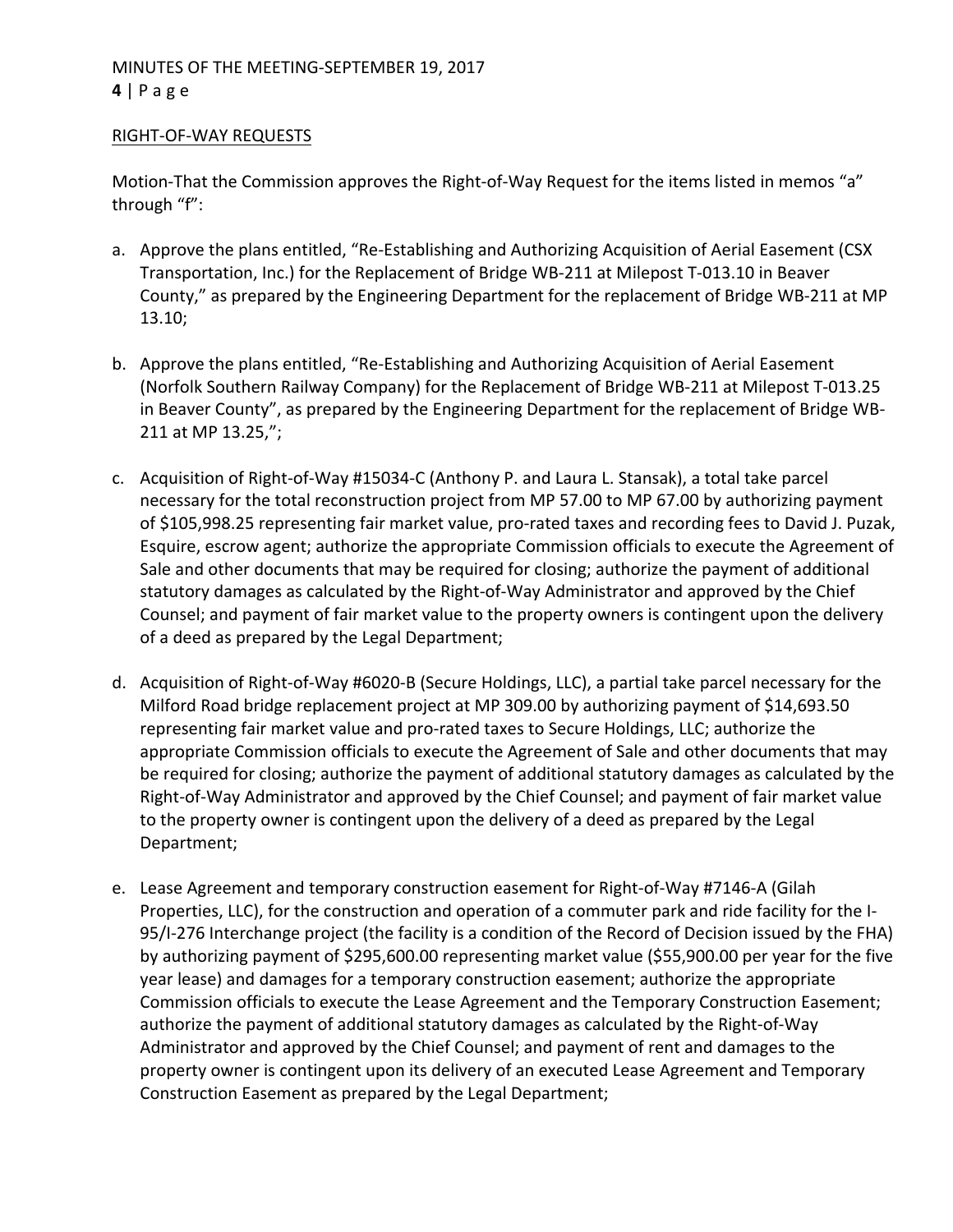RIGHT-OF-WAY REQUESTS

Motion-That the Commission approves the Right-of-Way Request for the items listed in memos "a" through "f":

a. Approve the plans entitled, "Re-Establishing and Authorizing Acquisition of Aerial Easement (CSX Transportation, Inc.) for the Replacement of Bridge WB-211 at Milepost T-013.10 in Beaver County," as prepared by the Engineering Department for the replacement of Bridge WB-211 at MP 13.10;

b. Approve the plans entitled, "Re-Establishing and Authorizing Acquisition of Aerial Easement (Norfolk Southern Railway Company) for the Replacement of Bridge WB-211 at Milepost T-013.25 in Beaver County", as prepared by the Engineering Department for the replacement of Bridge WB-211 at MP 13.25,";

c. Acquisition of Right-of-Way #15034-C (Anthony P. and Laura L. Stansak), a total take parcel necessary for the total reconstruction project from MP 57.00 to MP 67.00 by authorizing payment of $105,998.25 representing fair market value, pro-rated taxes and recording fees to David J. Puzak, Esquire, escrow agent; authorize the appropriate Commission officials to execute the Agreement of Sale and other documents that may be required for closing; authorize the payment of additional statutory damages as calculated by the Right-of-Way Administrator and approved by the Chief Counsel; and payment of fair market value to the property owners is contingent upon the delivery of a deed as prepared by the Legal Department;

d. Acquisition of Right-of-Way #6020-B (Secure Holdings, LLC), a partial take parcel necessary for the Milford Road bridge replacement project at MP 309.00 by authorizing payment of $14,693.50 representing fair market value and pro-rated taxes to Secure Holdings, LLC; authorize the appropriate Commission officials to execute the Agreement of Sale and other documents that may be required for closing; authorize the payment of additional statutory damages as calculated by the Right-of-Way Administrator and approved by the Chief Counsel; and payment of fair market value to the property owner is contingent upon the delivery of a deed as prepared by the Legal Department;

e. Lease Agreement and temporary construction easement for Right-of-Way #7146-A (Gilah Properties, LLC), for the construction and operation of a commuter park and ride facility for the I-95/I-276 Interchange project (the facility is a condition of the Record of Decision issued by the FHA) by authorizing payment of $295,600.00 representing market value ($55,900.00 per year for the five year lease) and damages for a temporary construction easement; authorize the appropriate Commission officials to execute the Lease Agreement and the Temporary Construction Easement; authorize the payment of additional statutory damages as calculated by the Right-of-Way Administrator and approved by the Chief Counsel; and payment of rent and damages to the property owner is contingent upon its delivery of an executed Lease Agreement and Temporary Construction Easement as prepared by the Legal Department;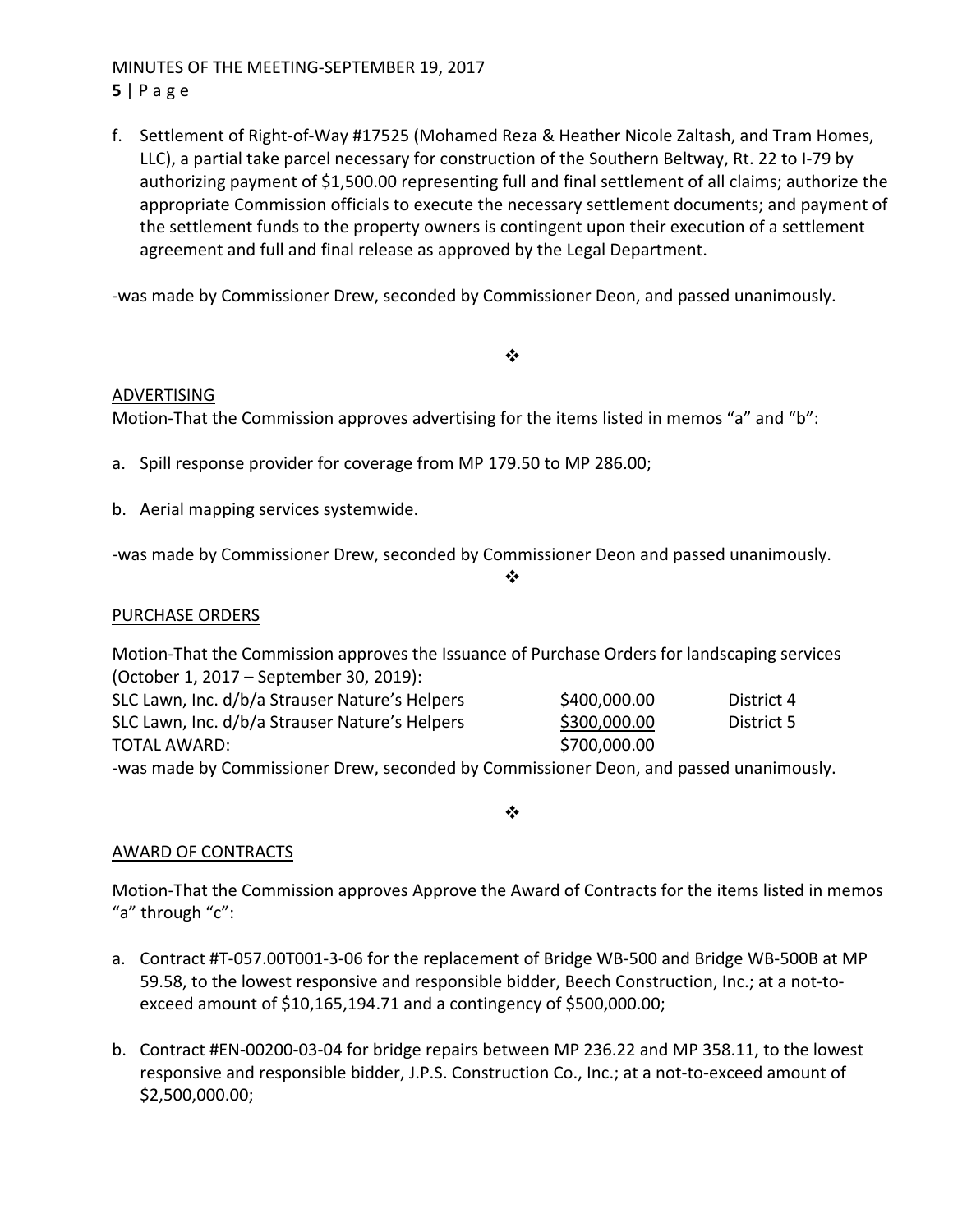f. Settlement of Right-of-Way #17525 (Mohamed Reza & Heather Nicole Zaltash, and Tram Homes, LLC), a partial take parcel necessary for construction of the Southern Beltway, Rt. 22 to I-79 by authorizing payment of $1,500.00 representing full and final settlement of all claims; authorize the appropriate Commission officials to execute the necessary settlement documents; and payment of the settlement funds to the property owners is contingent upon their execution of a settlement agreement and full and final release as approved by the Legal Department.

-was made by Commissioner Drew, seconded by Commissioner Deon, and passed unanimously.

❖

ADVERTISING

Motion-That the Commission approves advertising for the items listed in memos "a" and "b":

a. Spill response provider for coverage from MP 179.50 to MP 286.00;

b. Aerial mapping services systemwide.

-was made by Commissioner Drew, seconded by Commissioner Deon and passed unanimously.

❖

PURCHASE ORDERS

Motion-That the Commission approves the Issuance of Purchase Orders for landscaping services (October 1, 2017 – September 30, 2019):

| | | |
|---|---|---|
| SLC Lawn, Inc. d/b/a Strauser Nature's Helpers | $400,000.00 | District 4 |
| SLC Lawn, Inc. d/b/a Strauser Nature's Helpers | $300,000.00 | District 5 |
| TOTAL AWARD: | $700,000.00 | |

-was made by Commissioner Drew, seconded by Commissioner Deon, and passed unanimously.

❖

AWARD OF CONTRACTS

Motion-That the Commission approves Approve the Award of Contracts for the items listed in memos "a" through "c":

a. Contract #T-057.00T001-3-06 for the replacement of Bridge WB-500 and Bridge WB-500B at MP 59.58, to the lowest responsive and responsible bidder, Beech Construction, Inc.; at a not-to-exceed amount of $10,165,194.71 and a contingency of $500,000.00;

b. Contract #EN-00200-03-04 for bridge repairs between MP 236.22 and MP 358.11, to the lowest responsive and responsible bidder, J.P.S. Construction Co., Inc.; at a not-to-exceed amount of $2,500,000.00;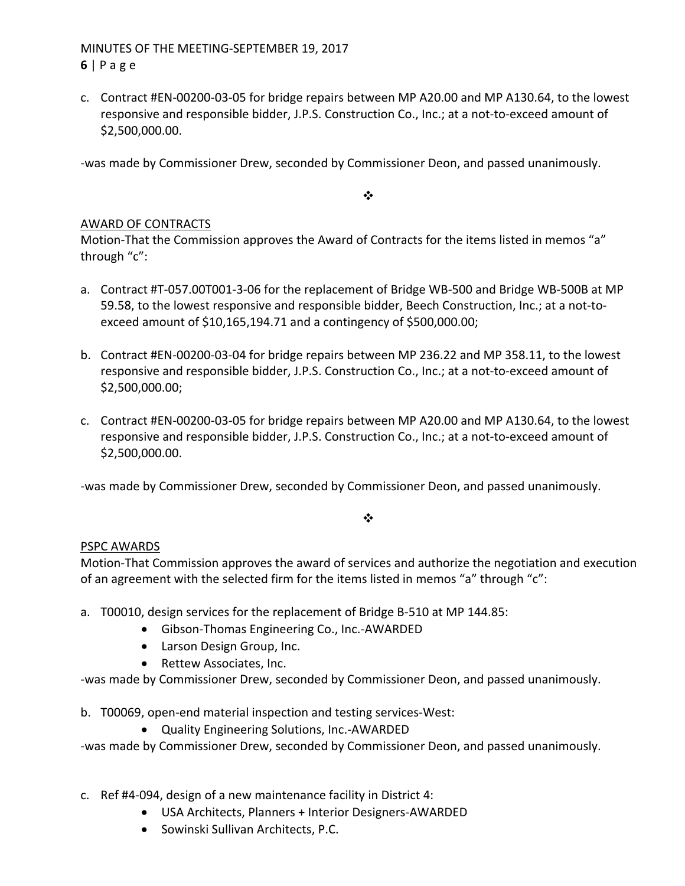c. Contract #EN-00200-03-05 for bridge repairs between MP A20.00 and MP A130.64, to the lowest responsive and responsible bidder, J.P.S. Construction Co., Inc.; at a not-to-exceed amount of $2,500,000.00.

-was made by Commissioner Drew, seconded by Commissioner Deon, and passed unanimously.

❖

AWARD OF CONTRACTS

Motion-That the Commission approves the Award of Contracts for the items listed in memos “a” through “c”:

a. Contract #T-057.00T001-3-06 for the replacement of Bridge WB-500 and Bridge WB-500B at MP 59.58, to the lowest responsive and responsible bidder, Beech Construction, Inc.; at a not-to-exceed amount of $10,165,194.71 and a contingency of $500,000.00;

b. Contract #EN-00200-03-04 for bridge repairs between MP 236.22 and MP 358.11, to the lowest responsive and responsible bidder, J.P.S. Construction Co., Inc.; at a not-to-exceed amount of $2,500,000.00;

c. Contract #EN-00200-03-05 for bridge repairs between MP A20.00 and MP A130.64, to the lowest responsive and responsible bidder, J.P.S. Construction Co., Inc.; at a not-to-exceed amount of $2,500,000.00.

-was made by Commissioner Drew, seconded by Commissioner Deon, and passed unanimously.

❖

PSPC AWARDS

Motion-That Commission approves the award of services and authorize the negotiation and execution of an agreement with the selected firm for the items listed in memos “a” through “c”:

a. T00010, design services for the replacement of Bridge B-510 at MP 144.85:
    - Gibson-Thomas Engineering Co., Inc.-AWARDED
    - Larson Design Group, Inc.
    - Rettew Associates, Inc.

-was made by Commissioner Drew, seconded by Commissioner Deon, and passed unanimously.

b. T00069, open-end material inspection and testing services-West:
    - Quality Engineering Solutions, Inc.-AWARDED

-was made by Commissioner Drew, seconded by Commissioner Deon, and passed unanimously.

c. Ref #4-094, design of a new maintenance facility in District 4:
    - USA Architects, Planners + Interior Designers-AWARDED
    - Sowinski Sullivan Architects, P.C.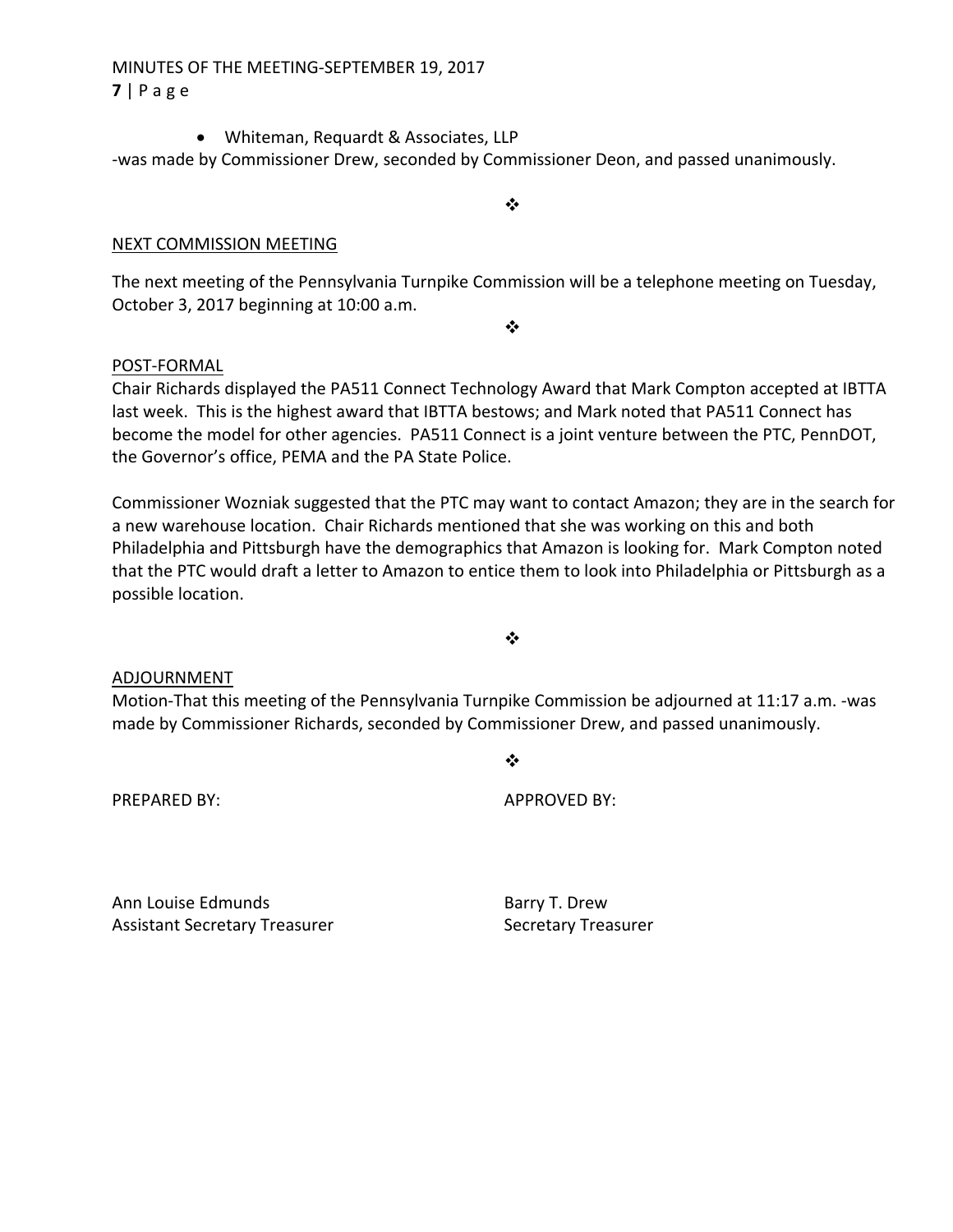- Whiteman, Requardt & Associates, LLP

-was made by Commissioner Drew, seconded by Commissioner Deon, and passed unanimously.

❖

NEXT COMMISSION MEETING

The next meeting of the Pennsylvania Turnpike Commission will be a telephone meeting on Tuesday, October 3, 2017 beginning at 10:00 a.m.

❖

POST-FORMAL

Chair Richards displayed the PA511 Connect Technology Award that Mark Compton accepted at IBTTA last week. This is the highest award that IBTTA bestows; and Mark noted that PA511 Connect has become the model for other agencies. PA511 Connect is a joint venture between the PTC, PennDOT, the Governor's office, PEMA and the PA State Police.

Commissioner Wozniak suggested that the PTC may want to contact Amazon; they are in the search for a new warehouse location. Chair Richards mentioned that she was working on this and both Philadelphia and Pittsburgh have the demographics that Amazon is looking for. Mark Compton noted that the PTC would draft a letter to Amazon to entice them to look into Philadelphia or Pittsburgh as a possible location.

❖

ADJOURNMENT

Motion-That this meeting of the Pennsylvania Turnpike Commission be adjourned at 11:17 a.m. -was made by Commissioner Richards, seconded by Commissioner Drew, and passed unanimously.

❖

PREPARED BY: APPROVED BY:

Ann Louise Edmunds
Assistant Secretary Treasurer

Barry T. Drew
Secretary Treasurer